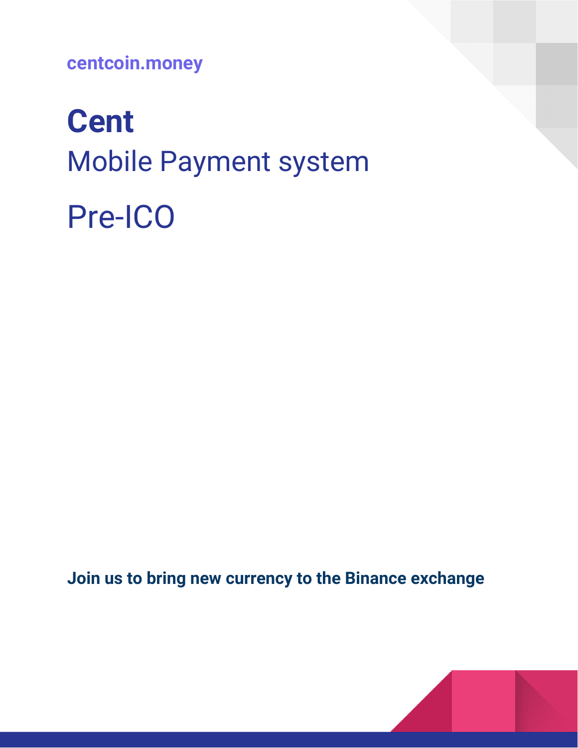centcoin.money

# Cent

## Mobile Payment system

## Pre-ICO

**Join us to bring new currency to the Binance exchange**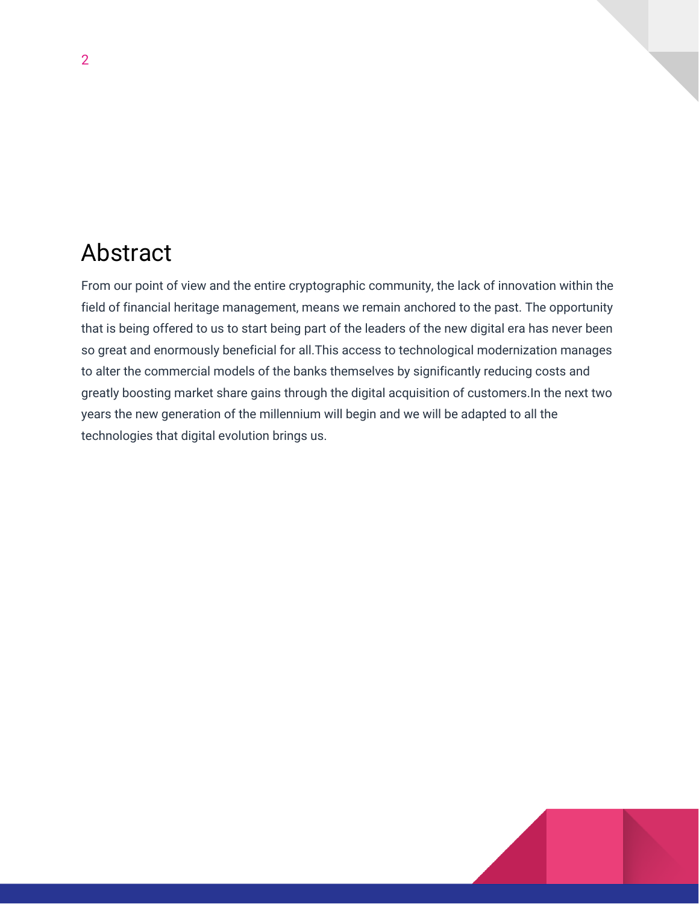# Abstract

From our point of view and the entire cryptographic community, the lack of innovation within the field of financial heritage management, means we remain anchored to the past. The opportunity that is being offered to us to start being part of the leaders of the new digital era has never been so great and enormously beneficial for all.This access to technological modernization manages to alter the commercial models of the banks themselves by significantly reducing costs and greatly boosting market share gains through the digital acquisition of customers.In the next two years the new generation of the millennium will begin and we will be adapted to all the technologies that digital evolution brings us.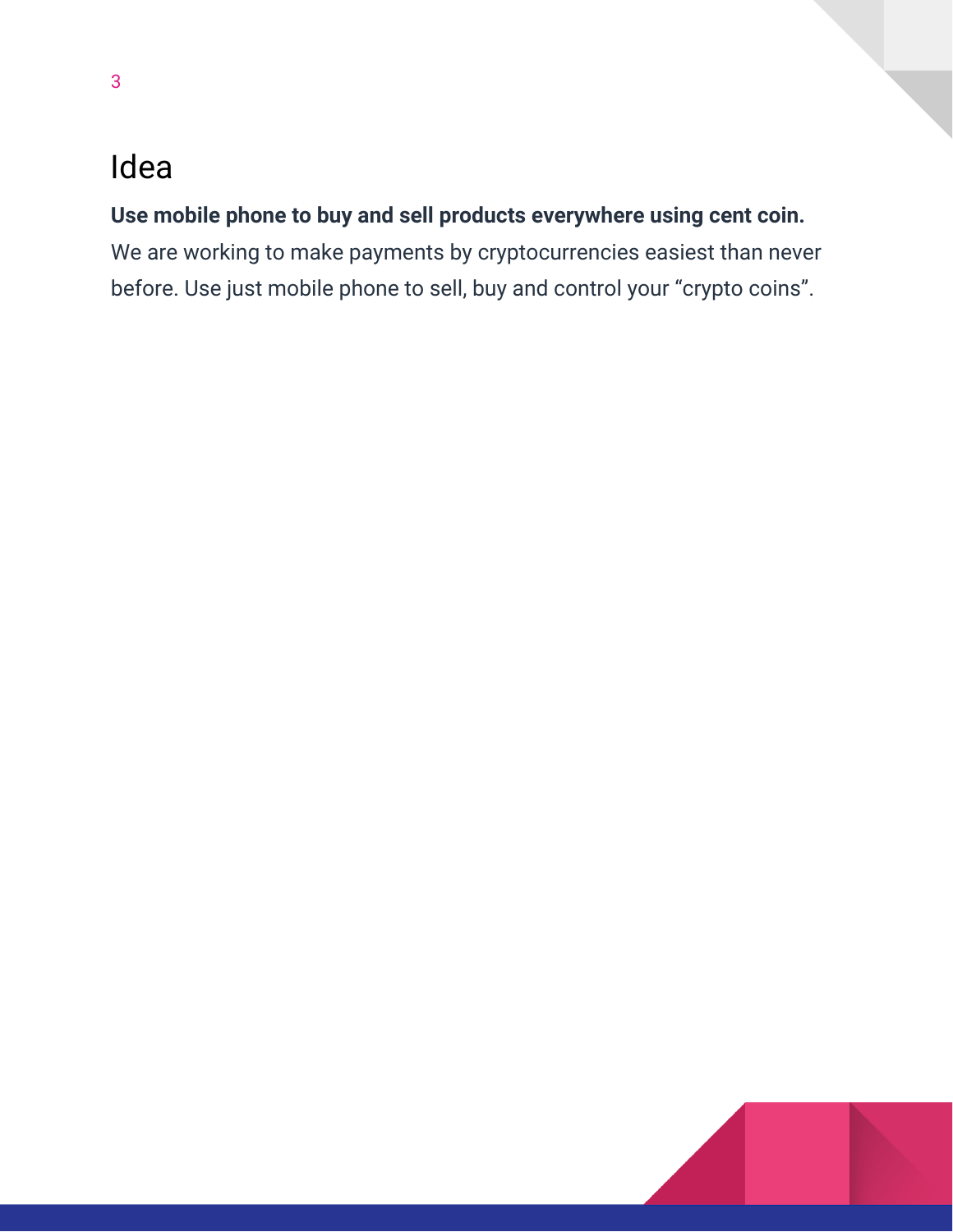# Idea

**Use mobile phone to buy and sell products everywhere using cent coin.**
We are working to make payments by cryptocurrencies easiest than never before. Use just mobile phone to sell, buy and control your “crypto coins”.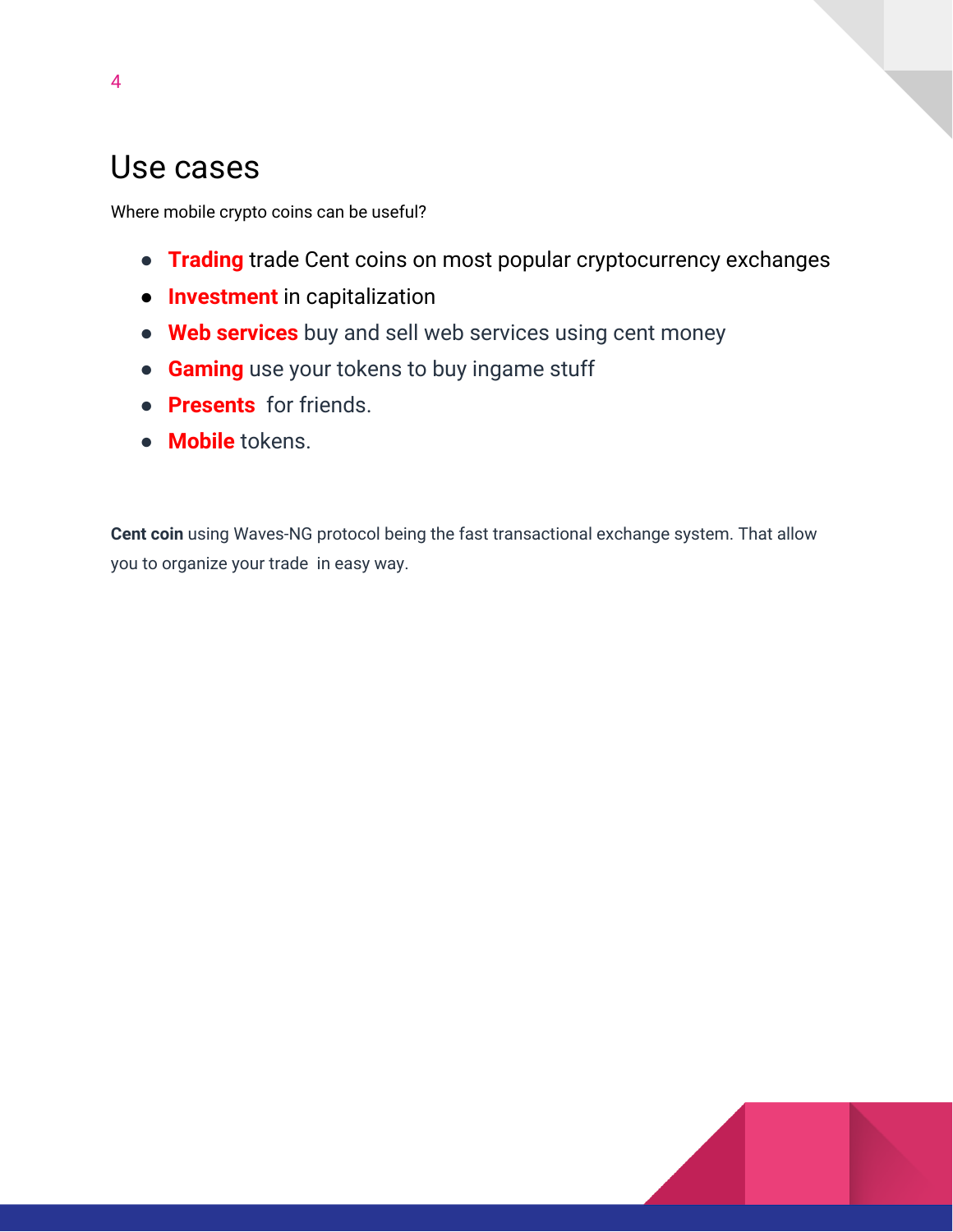# Use cases

Where mobile crypto coins can be useful?

- **Trading** trade Cent coins on most popular cryptocurrency exchanges
- **Investment** in capitalization
- **Web services** buy and sell web services using cent money
- **Gaming** use your tokens to buy ingame stuff
- **Presents** for friends.
- **Mobile** tokens.

**Cent coin** using Waves-NG protocol being the fast transactional exchange system. That allow you to organize your trade in easy way.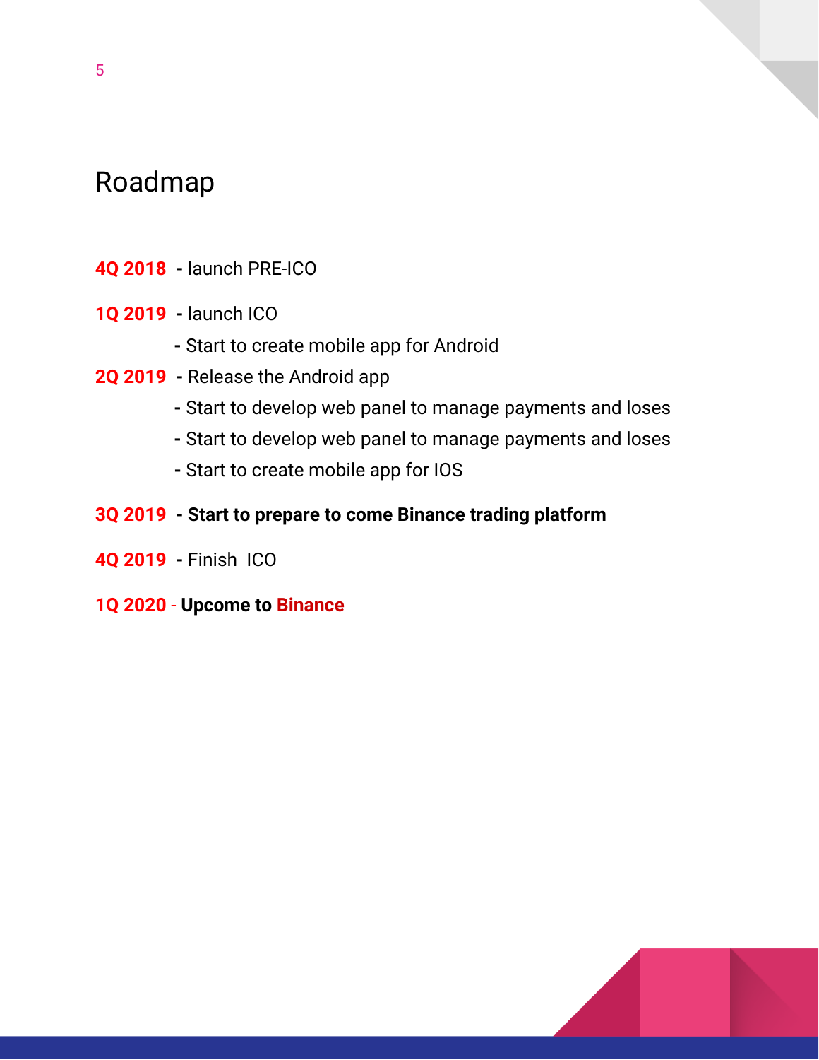# Roadmap

**4Q 2018** **-** launch PRE-ICO

**1Q 2019** **-** launch ICO

**-** Start to create mobile app for Android

**2Q 2019** **-** Release the Android app

**-** Start to develop web panel to manage payments and loses

**-** Start to develop web panel to manage payments and loses

**-** Start to create mobile app for IOS

**3Q 2019** **- Start to prepare to come Binance trading platform**

**4Q 2019** **-** Finish ICO

**1Q 2020** - **Upcome to Binance**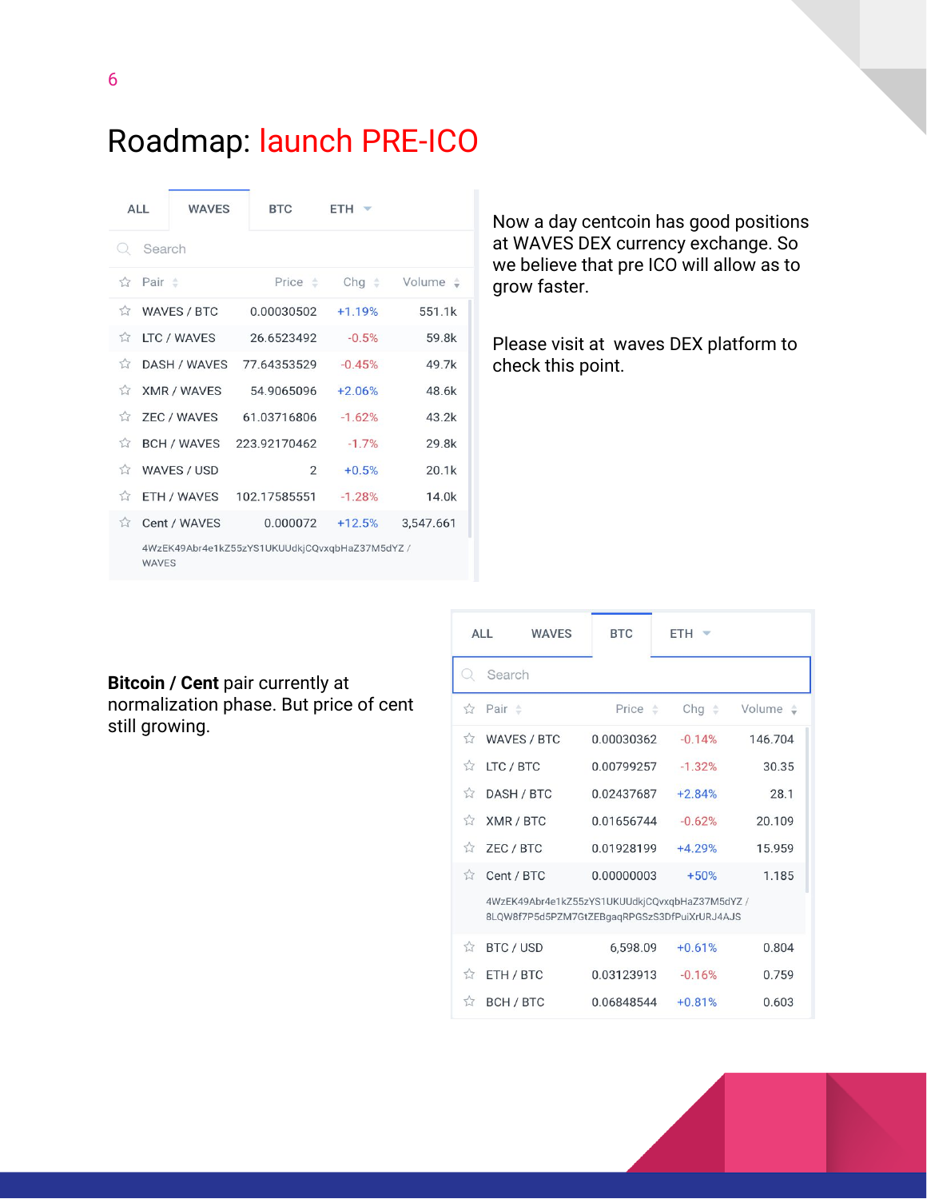# Roadmap: launch PRE-ICO

ALL | WAVES | BTC | ETH

Search

| Pair | Price | Chg | Volume |
| --- | --- | --- | --- |
| WAVES / BTC | 0.00030502 | +1.19% | 551.1k |
| LTC / WAVES | 26.6523492 | -0.5% | 59.8k |
| DASH / WAVES | 77.64353529 | -0.45% | 49.7k |
| XMR / WAVES | 54.9065096 | +2.06% | 48.6k |
| ZEC / WAVES | 61.03716806 | -1.62% | 43.2k |
| BCH / WAVES | 223.92170462 | -1.7% | 29.8k |
| WAVES / USD | 2 | +0.5% | 20.1k |
| ETH / WAVES | 102.17585551 | -1.28% | 14.0k |
| Cent / WAVES | 0.000072 | +12.5% | 3,547.661 |

4WzEK49Abr4e1kZ55zYS1UKUUdkjCQvxqbHaZ37M5dYZ / WAVES

Now a day centcoin has good positions at WAVES DEX currency exchange. So we believe that pre ICO will allow as to grow faster.

Please visit at waves DEX platform to check this point.

**Bitcoin / Cent** pair currently at normalization phase. But price of cent still growing.

ALL | WAVES | BTC | ETH

Search

| Pair | Price | Chg | Volume |
| --- | --- | --- | --- |
| WAVES / BTC | 0.00030362 | -0.14% | 146.704 |
| LTC / BTC | 0.00799257 | -1.32% | 30.35 |
| DASH / BTC | 0.02437687 | +2.84% | 28.1 |
| XMR / BTC | 0.01656744 | -0.62% | 20.109 |
| ZEC / BTC | 0.01928199 | +4.29% | 15.959 |
| Cent / BTC | 0.00000003 | +50% | 1.185 |
| BTC / USD | 6,598.09 | +0.61% | 0.804 |
| ETH / BTC | 0.03123913 | -0.16% | 0.759 |
| BCH / BTC | 0.06848544 | +0.81% | 0.603 |

4WzEK49Abr4e1kZ55zYS1UKUUdkjCQvxqbHaZ37M5dYZ / 8LQW8f7P5d5PZM7GtZEBgaqRPGSzS3DfPuiXrURJ4AJS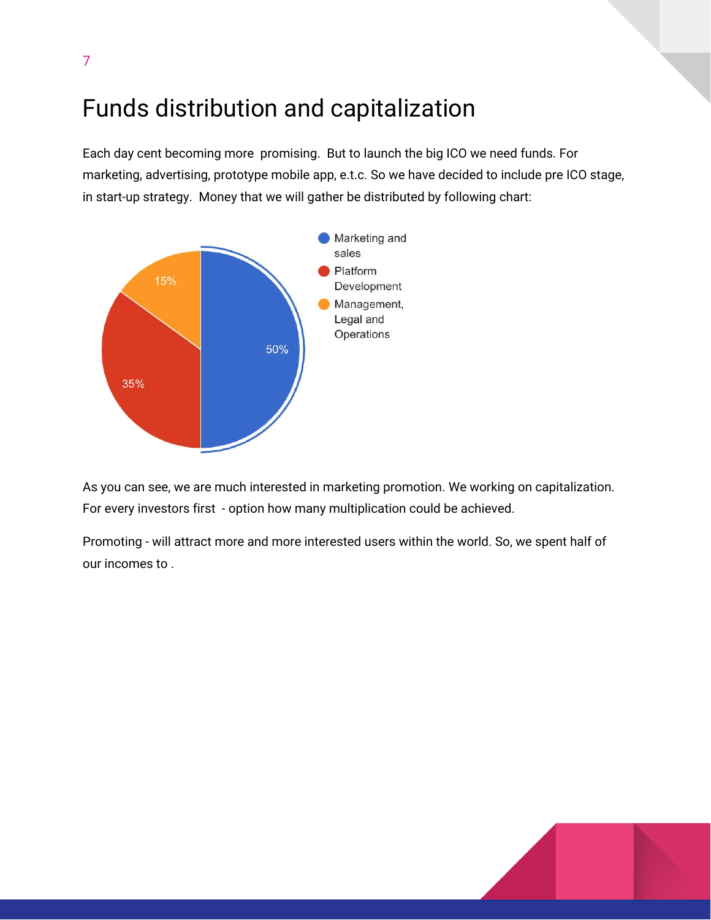# Funds distribution and capitalization

Each day cent becoming more promising. But to launch the big ICO we need funds. For marketing, advertising, prototype mobile app, e.t.c. So we have decided to include pre ICO stage, in start-up strategy. Money that we will gather be distributed by following chart:

- Marketing and sales – 50%
- Platform Development – 35%
- Management, Legal and Operations – 15%

As you can see, we are much interested in marketing promotion. We working on capitalization. For every investors first - option how many multiplication could be achieved.

Promoting - will attract more and more interested users within the world. So, we spent half of our incomes to .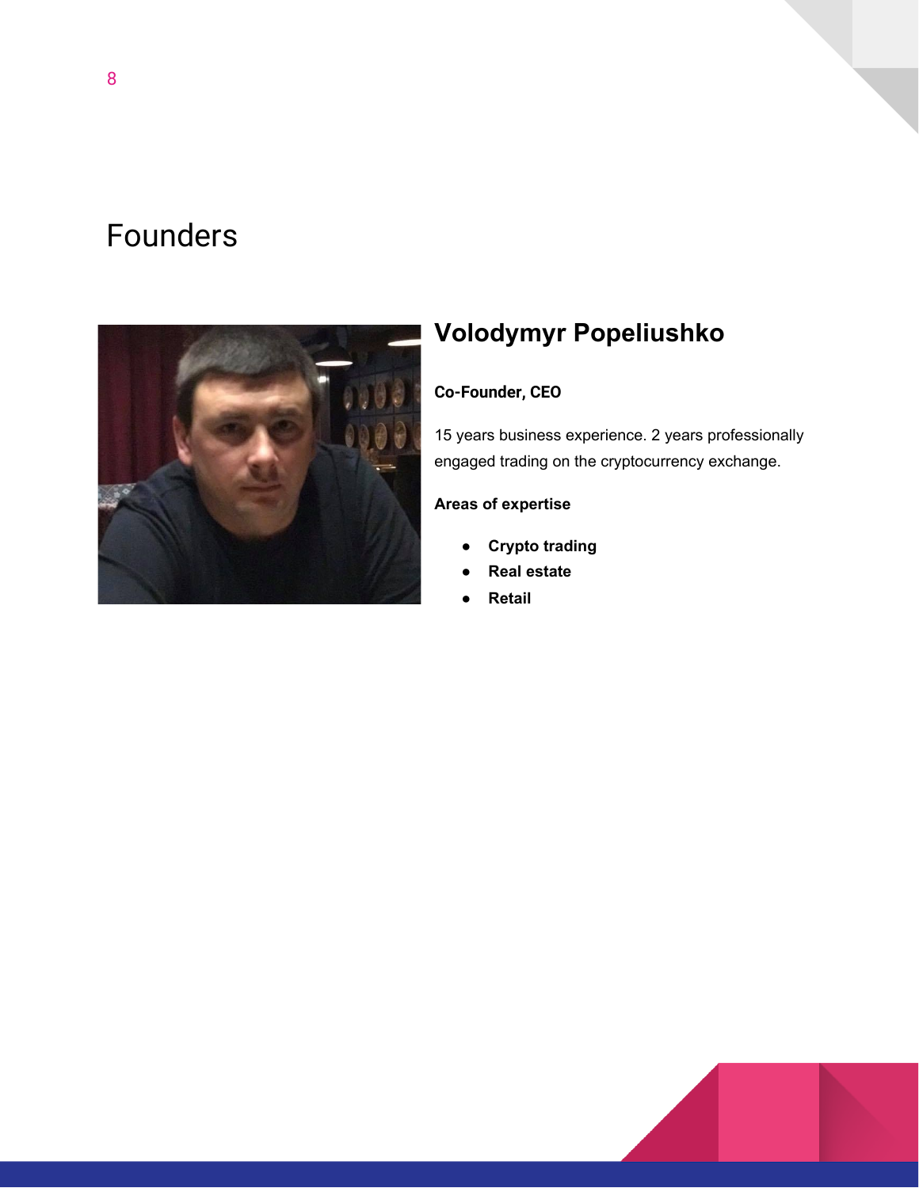# Founders

## Volodymyr Popeliushko

**Co-Founder, CEO**

15 years business experience. 2 years professionally engaged trading on the cryptocurrency exchange.

**Areas of expertise**

- **Crypto trading**
- **Real estate**
- **Retail**